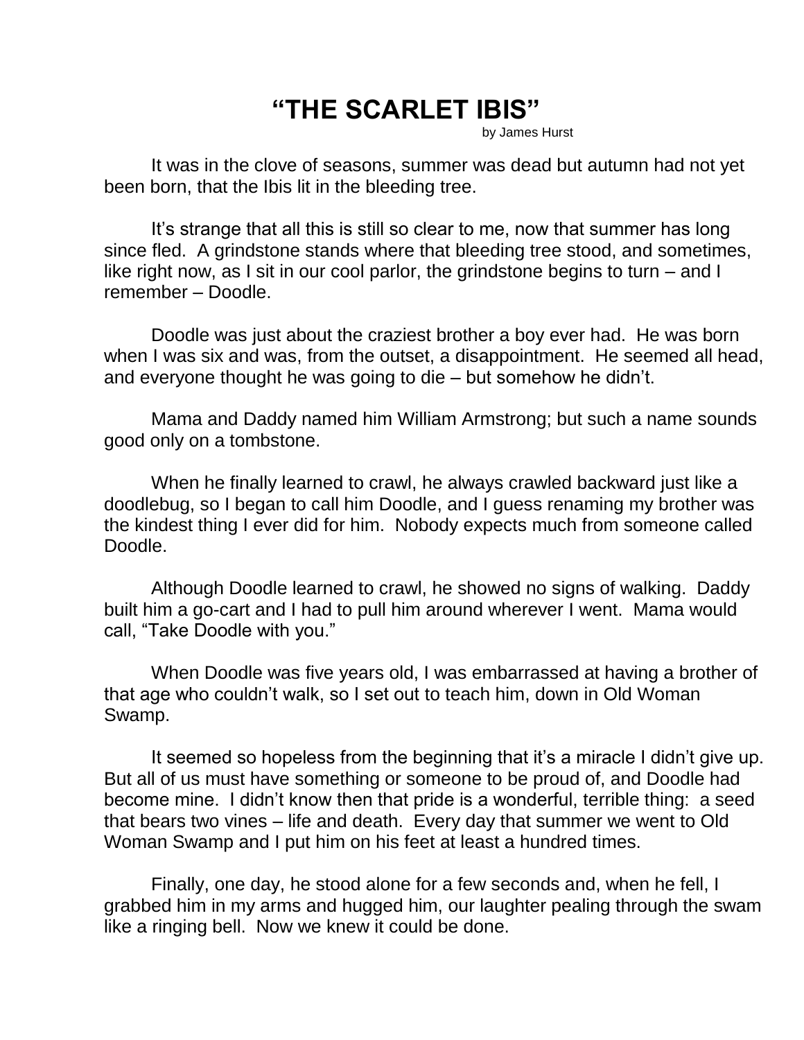# "THE SCARLET IBIS"

by James Hurst

It was in the clove of seasons, summer was dead but autumn had not yet been born, that the Ibis lit in the bleeding tree.

It's strange that all this is still so clear to me, now that summer has long since fled. A grindstone stands where that bleeding tree stood, and sometimes, like right now, as I sit in our cool parlor, the grindstone begins to turn – and I remember – Doodle.

Doodle was just about the craziest brother a boy ever had. He was born when I was six and was, from the outset, a disappointment. He seemed all head, and everyone thought he was going to die – but somehow he didn't.

Mama and Daddy named him William Armstrong; but such a name sounds good only on a tombstone.

When he finally learned to crawl, he always crawled backward just like a doodlebug, so I began to call him Doodle, and I guess renaming my brother was the kindest thing I ever did for him. Nobody expects much from someone called Doodle.

Although Doodle learned to crawl, he showed no signs of walking. Daddy built him a go-cart and I had to pull him around wherever I went. Mama would call, "Take Doodle with you."

When Doodle was five years old, I was embarrassed at having a brother of that age who couldn't walk, so I set out to teach him, down in Old Woman Swamp.

It seemed so hopeless from the beginning that it's a miracle I didn't give up. But all of us must have something or someone to be proud of, and Doodle had become mine. I didn't know then that pride is a wonderful, terrible thing: a seed that bears two vines – life and death. Every day that summer we went to Old Woman Swamp and I put him on his feet at least a hundred times.

Finally, one day, he stood alone for a few seconds and, when he fell, I grabbed him in my arms and hugged him, our laughter pealing through the swam like a ringing bell. Now we knew it could be done.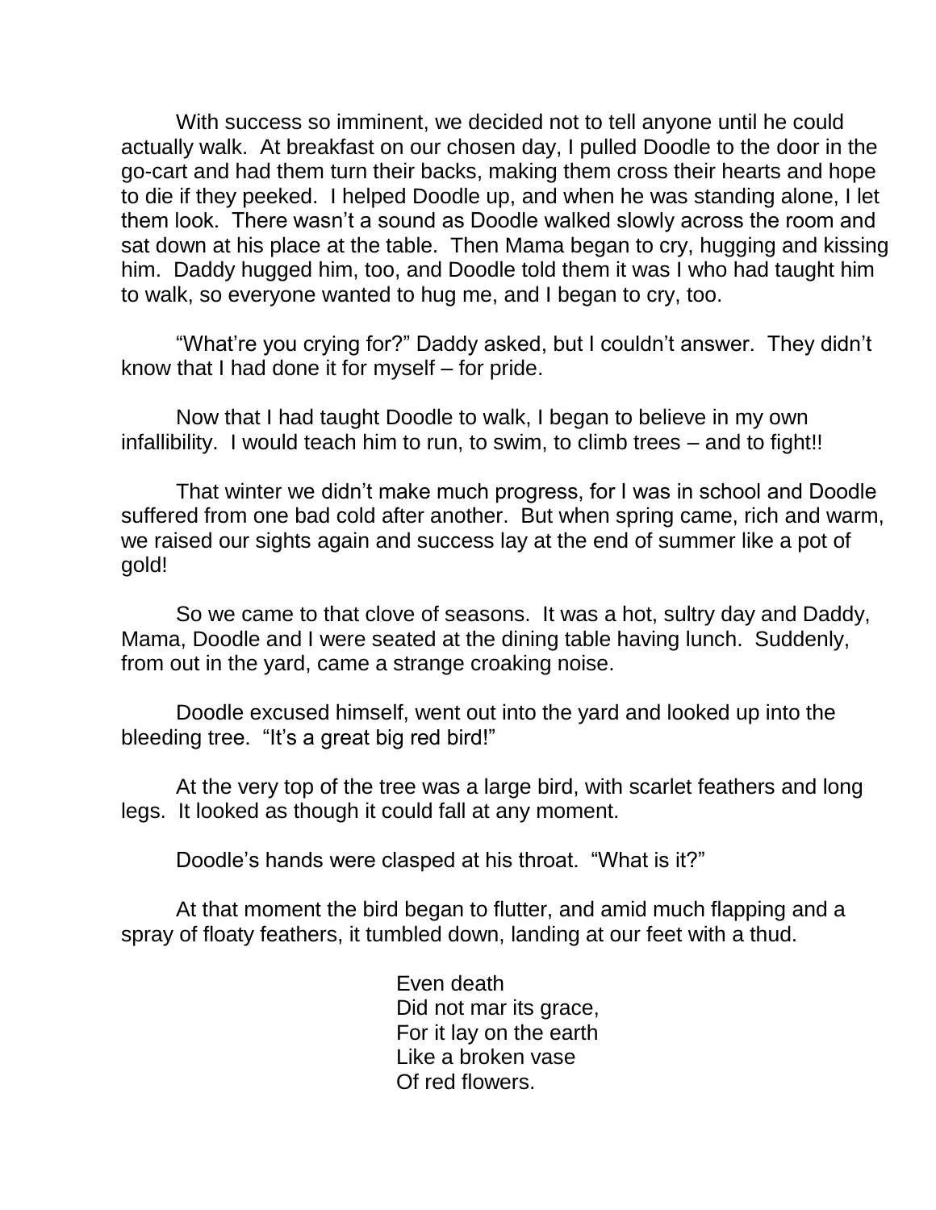With success so imminent, we decided not to tell anyone until he could actually walk. At breakfast on our chosen day, I pulled Doodle to the door in the go-cart and had them turn their backs, making them cross their hearts and hope to die if they peeked. I helped Doodle up, and when he was standing alone, I let them look. There wasn't a sound as Doodle walked slowly across the room and sat down at his place at the table. Then Mama began to cry, hugging and kissing him. Daddy hugged him, too, and Doodle told them it was I who had taught him to walk, so everyone wanted to hug me, and I began to cry, too.

"What're you crying for?" Daddy asked, but I couldn't answer. They didn't know that I had done it for myself – for pride.

Now that I had taught Doodle to walk, I began to believe in my own infallibility. I would teach him to run, to swim, to climb trees – and to fight!!

That winter we didn't make much progress, for I was in school and Doodle suffered from one bad cold after another. But when spring came, rich and warm, we raised our sights again and success lay at the end of summer like a pot of gold!

So we came to that clove of seasons. It was a hot, sultry day and Daddy, Mama, Doodle and I were seated at the dining table having lunch. Suddenly, from out in the yard, came a strange croaking noise.

Doodle excused himself, went out into the yard and looked up into the bleeding tree. "It's a great big red bird!"

At the very top of the tree was a large bird, with scarlet feathers and long legs. It looked as though it could fall at any moment.

Doodle's hands were clasped at his throat. "What is it?"

At that moment the bird began to flutter, and amid much flapping and a spray of floaty feathers, it tumbled down, landing at our feet with a thud.

Even death  
Did not mar its grace,  
For it lay on the earth  
Like a broken vase  
Of red flowers.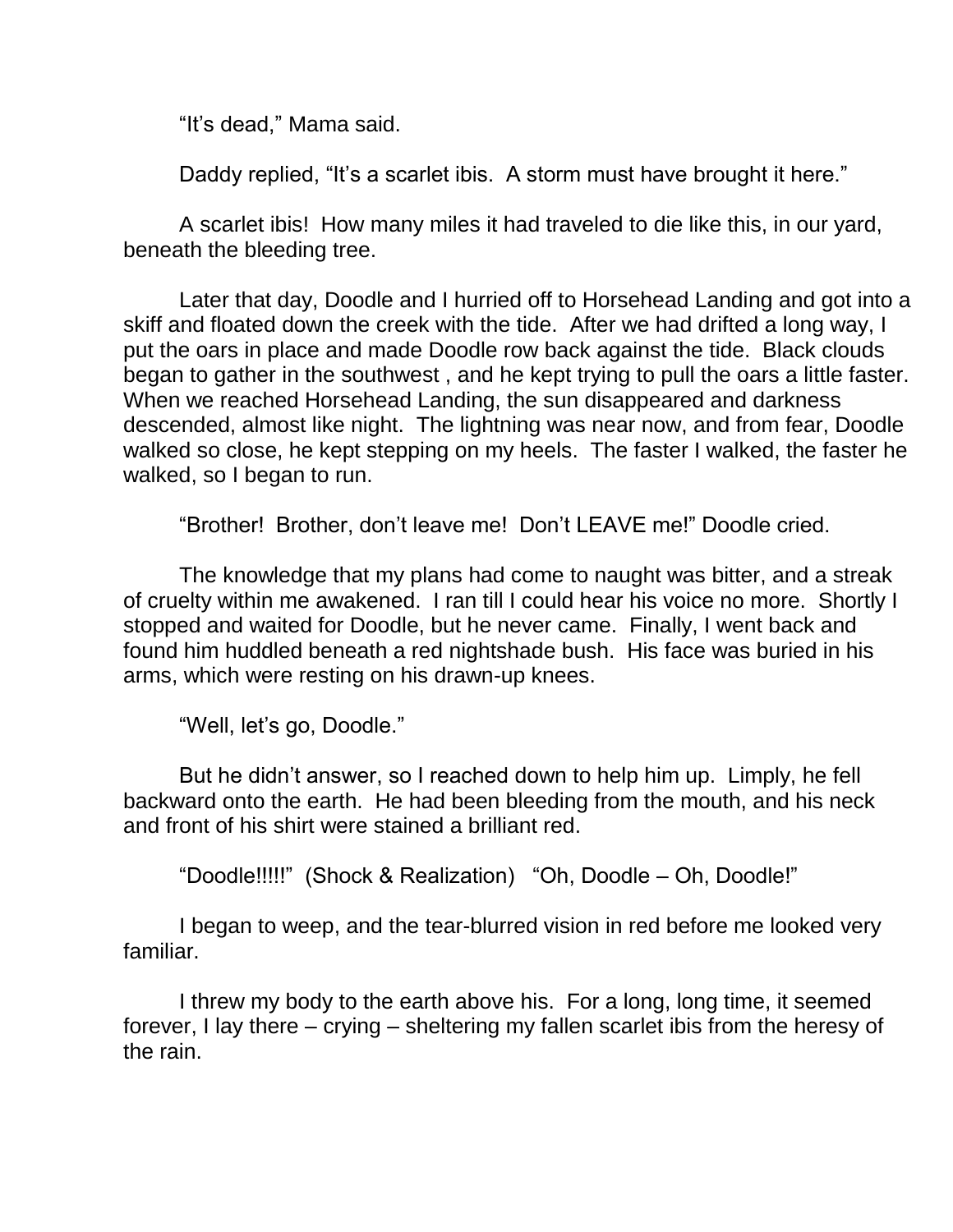"It's dead," Mama said.

Daddy replied, "It's a scarlet ibis. A storm must have brought it here."

A scarlet ibis! How many miles it had traveled to die like this, in our yard, beneath the bleeding tree.

Later that day, Doodle and I hurried off to Horsehead Landing and got into a skiff and floated down the creek with the tide. After we had drifted a long way, I put the oars in place and made Doodle row back against the tide. Black clouds began to gather in the southwest , and he kept trying to pull the oars a little faster. When we reached Horsehead Landing, the sun disappeared and darkness descended, almost like night. The lightning was near now, and from fear, Doodle walked so close, he kept stepping on my heels. The faster I walked, the faster he walked, so I began to run.

"Brother! Brother, don't leave me! Don't LEAVE me!" Doodle cried.

The knowledge that my plans had come to naught was bitter, and a streak of cruelty within me awakened. I ran till I could hear his voice no more. Shortly I stopped and waited for Doodle, but he never came. Finally, I went back and found him huddled beneath a red nightshade bush. His face was buried in his arms, which were resting on his drawn-up knees.

"Well, let's go, Doodle."

But he didn't answer, so I reached down to help him up. Limply, he fell backward onto the earth. He had been bleeding from the mouth, and his neck and front of his shirt were stained a brilliant red.

"Doodle!!!!!" (Shock & Realization) "Oh, Doodle – Oh, Doodle!"

I began to weep, and the tear-blurred vision in red before me looked very familiar.

I threw my body to the earth above his. For a long, long time, it seemed forever, I lay there – crying – sheltering my fallen scarlet ibis from the heresy of the rain.